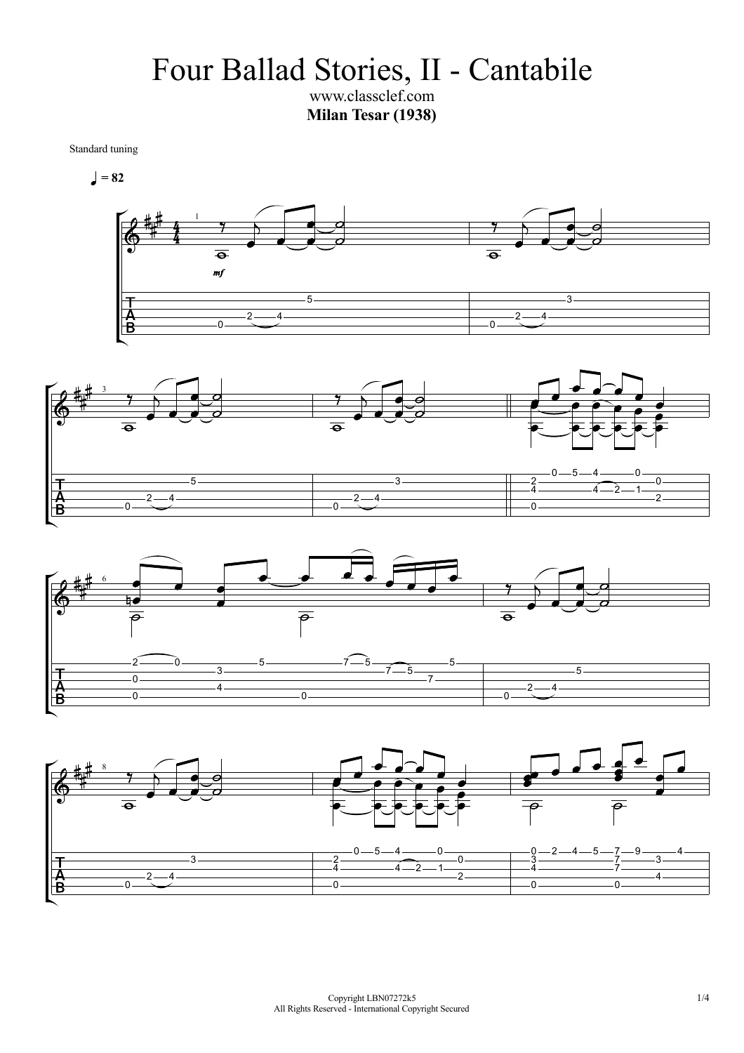# Four Ballad Stories, II - Cantabile

www.classclef.com

**Milan Tesar (1938)**

Standard tuning

♩ = 82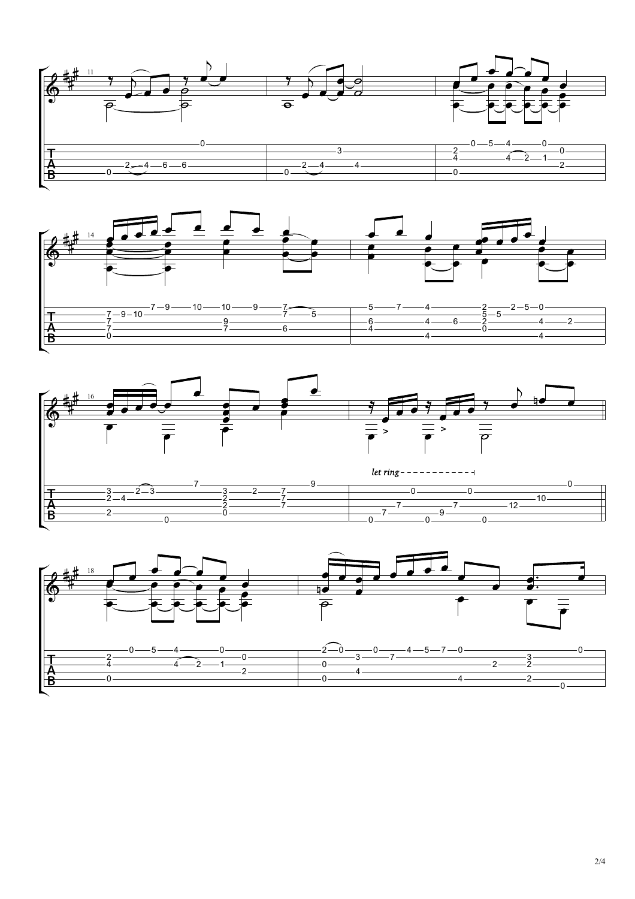*let ring*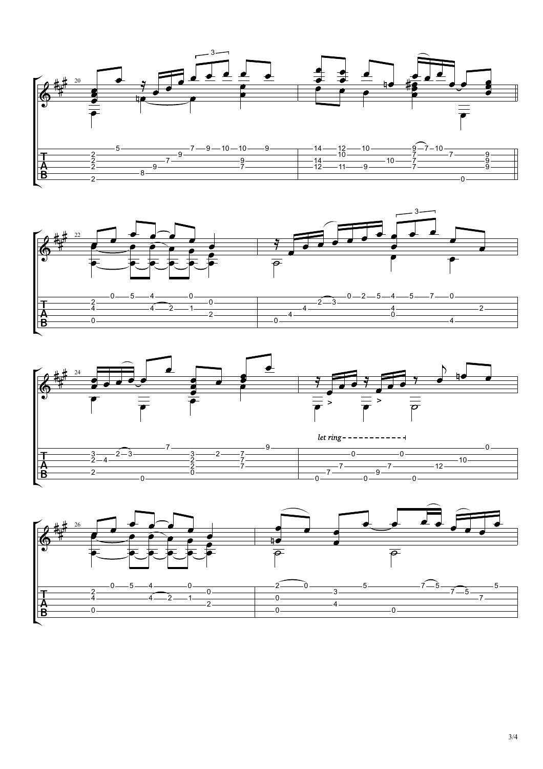*let ring*